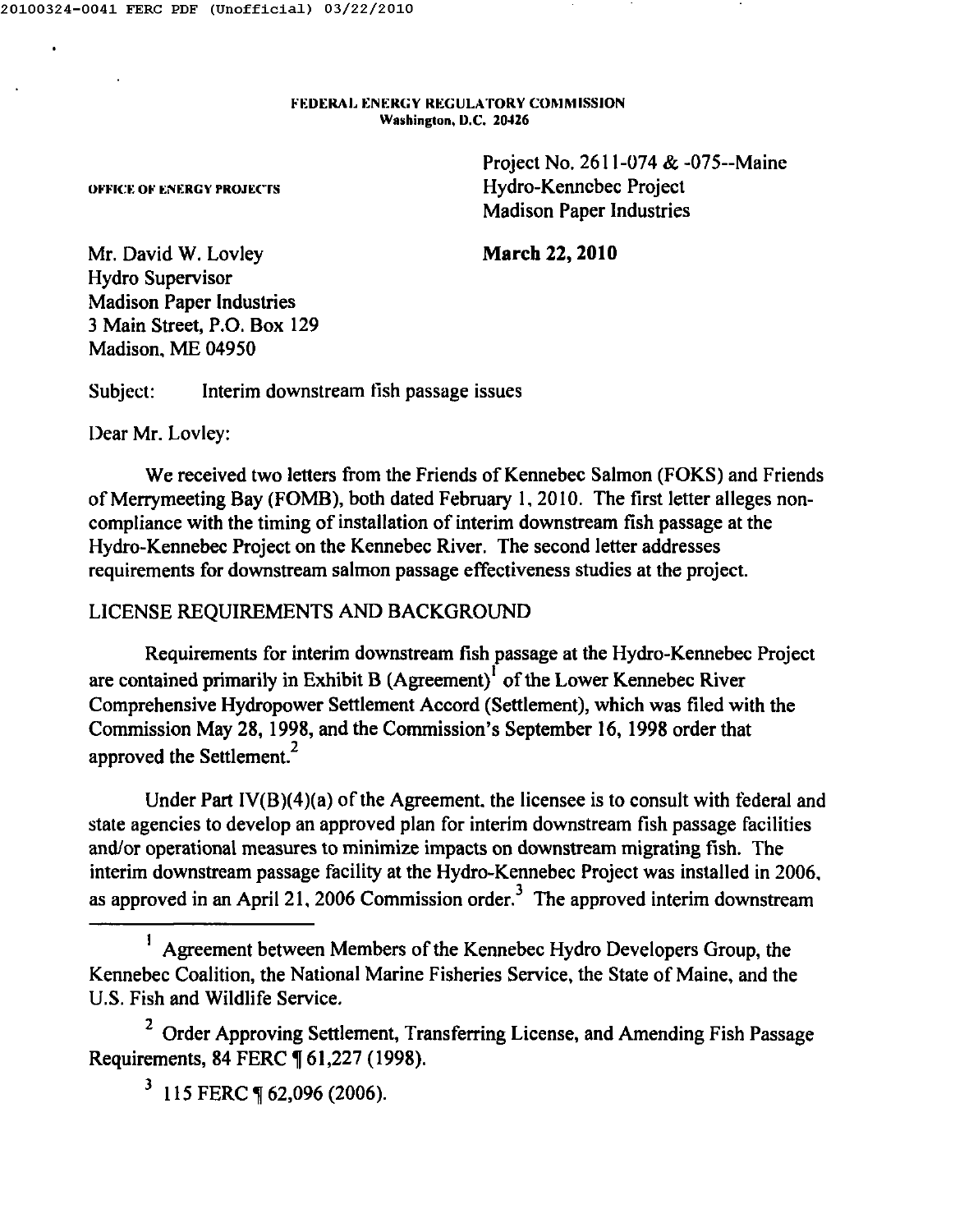FEDERAL ENERGY REGULATORY COMMISSION
Washington, D.C. 20426

OFFICE OF ENERGY PROJECTS

Project No. 2611-074 & -075--Maine
Hydro-Kennebec Project
Madison Paper Industries

Mr. David W. Lovley
Hydro Supervisor
Madison Paper Industries
3 Main Street, P.O. Box 129
Madison, ME 04950

**March 22, 2010**

Subject: Interim downstream fish passage issues

Dear Mr. Lovley:

We received two letters from the Friends of Kennebec Salmon (FOKS) and Friends of Merrymeeting Bay (FOMB), both dated February 1, 2010. The first letter alleges non-compliance with the timing of installation of interim downstream fish passage at the Hydro-Kennebec Project on the Kennebec River. The second letter addresses requirements for downstream salmon passage effectiveness studies at the project.

LICENSE REQUIREMENTS AND BACKGROUND

Requirements for interim downstream fish passage at the Hydro-Kennebec Project are contained primarily in Exhibit B (Agreement)[1] of the Lower Kennebec River Comprehensive Hydropower Settlement Accord (Settlement), which was filed with the Commission May 28, 1998, and the Commission's September 16, 1998 order that approved the Settlement.[2]

Under Part IV(B)(4)(a) of the Agreement, the licensee is to consult with federal and state agencies to develop an approved plan for interim downstream fish passage facilities and/or operational measures to minimize impacts on downstream migrating fish. The interim downstream passage facility at the Hydro-Kennebec Project was installed in 2006, as approved in an April 21, 2006 Commission order.[3] The approved interim downstream

[1] Agreement between Members of the Kennebec Hydro Developers Group, the Kennebec Coalition, the National Marine Fisheries Service, the State of Maine, and the U.S. Fish and Wildlife Service.

[2] Order Approving Settlement, Transferring License, and Amending Fish Passage Requirements, 84 FERC ¶ 61,227 (1998).

[3] 115 FERC ¶ 62,096 (2006).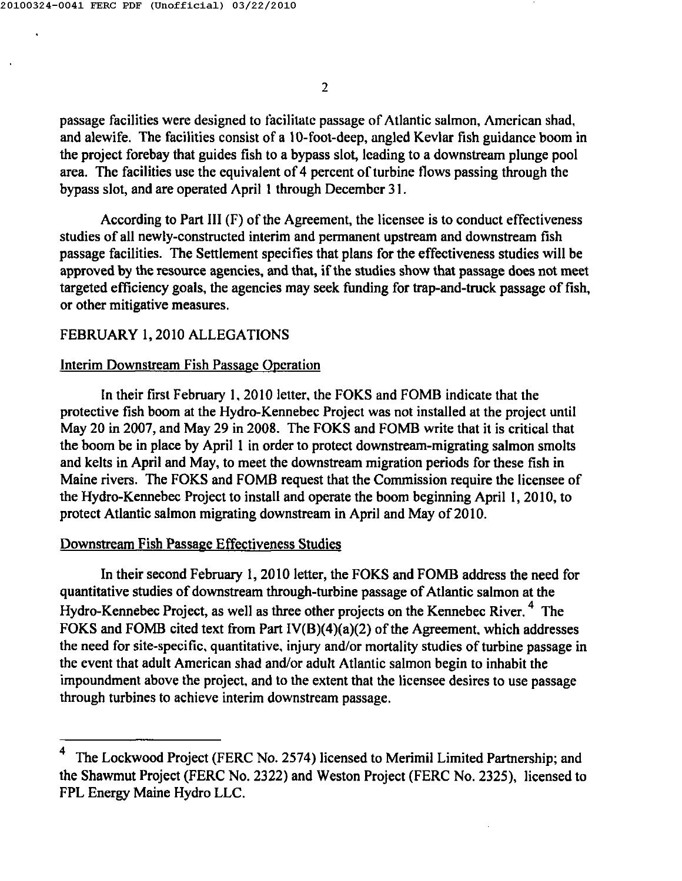passage facilities were designed to facilitate passage of Atlantic salmon, American shad, and alewife. The facilities consist of a 10-foot-deep, angled Kevlar fish guidance boom in the project forebay that guides fish to a bypass slot, leading to a downstream plunge pool area. The facilities use the equivalent of 4 percent of turbine flows passing through the bypass slot, and are operated April 1 through December 31.

According to Part III (F) of the Agreement, the licensee is to conduct effectiveness studies of all newly-constructed interim and permanent upstream and downstream fish passage facilities. The Settlement specifies that plans for the effectiveness studies will be approved by the resource agencies, and that, if the studies show that passage does not meet targeted efficiency goals, the agencies may seek funding for trap-and-truck passage of fish, or other mitigative measures.

## FEBRUARY 1, 2010 ALLEGATIONS

### Interim Downstream Fish Passage Operation

In their first February 1, 2010 letter, the FOKS and FOMB indicate that the protective fish boom at the Hydro-Kennebec Project was not installed at the project until May 20 in 2007, and May 29 in 2008. The FOKS and FOMB write that it is critical that the boom be in place by April 1 in order to protect downstream-migrating salmon smolts and kelts in April and May, to meet the downstream migration periods for these fish in Maine rivers. The FOKS and FOMB request that the Commission require the licensee of the Hydro-Kennebec Project to install and operate the boom beginning April 1, 2010, to protect Atlantic salmon migrating downstream in April and May of 2010.

### Downstream Fish Passage Effectiveness Studies

In their second February 1, 2010 letter, the FOKS and FOMB address the need for quantitative studies of downstream through-turbine passage of Atlantic salmon at the Hydro-Kennebec Project, as well as three other projects on the Kennebec River.[4] The FOKS and FOMB cited text from Part IV(B)(4)(a)(2) of the Agreement, which addresses the need for site-specific, quantitative, injury and/or mortality studies of turbine passage in the event that adult American shad and/or adult Atlantic salmon begin to inhabit the impoundment above the project, and to the extent that the licensee desires to use passage through turbines to achieve interim downstream passage.

---

[4] The Lockwood Project (FERC No. 2574) licensed to Merimil Limited Partnership; and the Shawmut Project (FERC No. 2322) and Weston Project (FERC No. 2325), licensed to FPL Energy Maine Hydro LLC.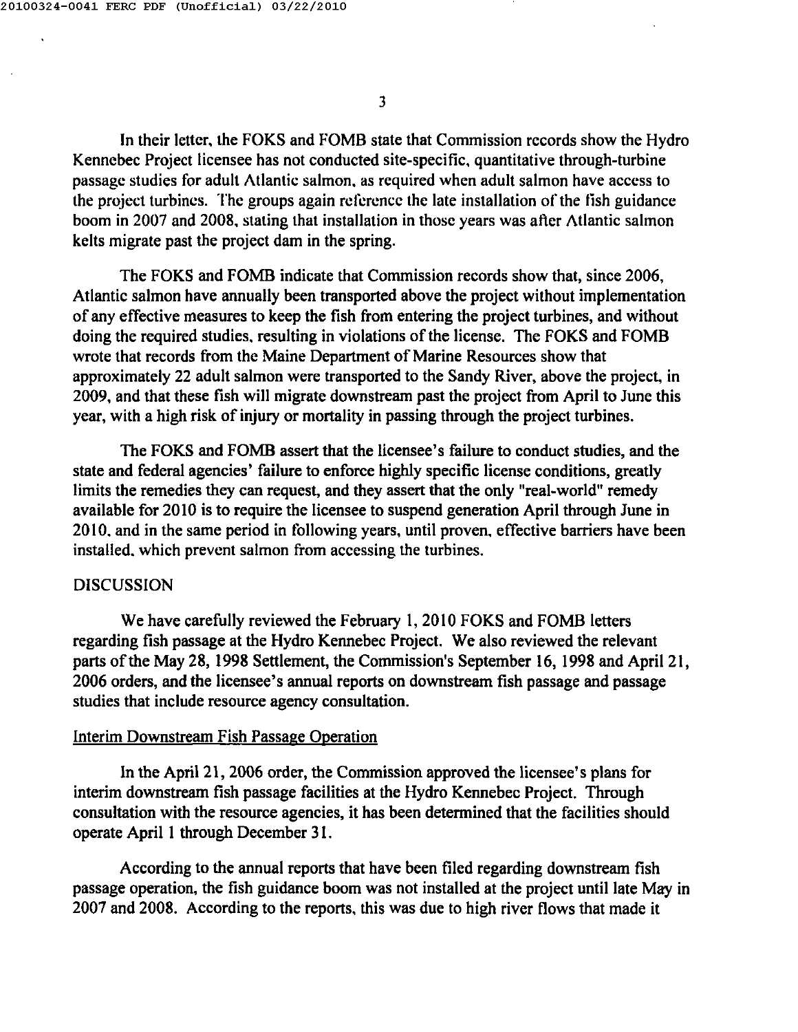In their letter, the FOKS and FOMB state that Commission records show the Hydro Kennebec Project licensee has not conducted site-specific, quantitative through-turbine passage studies for adult Atlantic salmon, as required when adult salmon have access to the project turbines. The groups again reference the late installation of the fish guidance boom in 2007 and 2008, stating that installation in those years was after Atlantic salmon kelts migrate past the project dam in the spring.

The FOKS and FOMB indicate that Commission records show that, since 2006, Atlantic salmon have annually been transported above the project without implementation of any effective measures to keep the fish from entering the project turbines, and without doing the required studies, resulting in violations of the license. The FOKS and FOMB wrote that records from the Maine Department of Marine Resources show that approximately 22 adult salmon were transported to the Sandy River, above the project, in 2009, and that these fish will migrate downstream past the project from April to June this year, with a high risk of injury or mortality in passing through the project turbines.

The FOKS and FOMB assert that the licensee's failure to conduct studies, and the state and federal agencies' failure to enforce highly specific license conditions, greatly limits the remedies they can request, and they assert that the only "real-world" remedy available for 2010 is to require the licensee to suspend generation April through June in 2010, and in the same period in following years, until proven, effective barriers have been installed, which prevent salmon from accessing the turbines.

## DISCUSSION

We have carefully reviewed the February 1, 2010 FOKS and FOMB letters regarding fish passage at the Hydro Kennebec Project. We also reviewed the relevant parts of the May 28, 1998 Settlement, the Commission's September 16, 1998 and April 21, 2006 orders, and the licensee's annual reports on downstream fish passage and passage studies that include resource agency consultation.

### Interim Downstream Fish Passage Operation

In the April 21, 2006 order, the Commission approved the licensee's plans for interim downstream fish passage facilities at the Hydro Kennebec Project. Through consultation with the resource agencies, it has been determined that the facilities should operate April 1 through December 31.

According to the annual reports that have been filed regarding downstream fish passage operation, the fish guidance boom was not installed at the project until late May in 2007 and 2008. According to the reports, this was due to high river flows that made it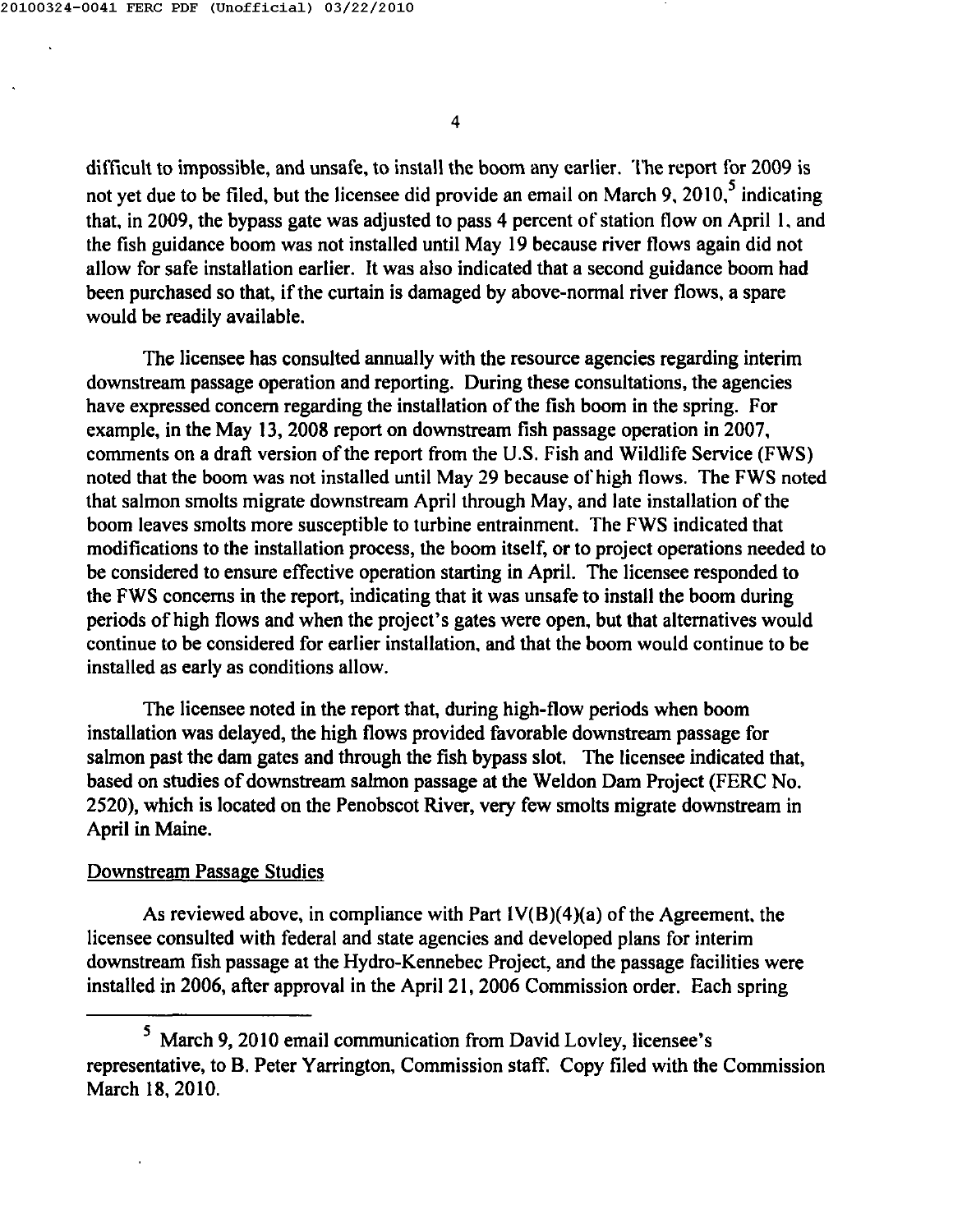difficult to impossible, and unsafe, to install the boom any earlier. The report for 2009 is not yet due to be filed, but the licensee did provide an email on March 9, 2010,[5] indicating that, in 2009, the bypass gate was adjusted to pass 4 percent of station flow on April 1, and the fish guidance boom was not installed until May 19 because river flows again did not allow for safe installation earlier. It was also indicated that a second guidance boom had been purchased so that, if the curtain is damaged by above-normal river flows, a spare would be readily available.

The licensee has consulted annually with the resource agencies regarding interim downstream passage operation and reporting. During these consultations, the agencies have expressed concern regarding the installation of the fish boom in the spring. For example, in the May 13, 2008 report on downstream fish passage operation in 2007, comments on a draft version of the report from the U.S. Fish and Wildlife Service (FWS) noted that the boom was not installed until May 29 because of high flows. The FWS noted that salmon smolts migrate downstream April through May, and late installation of the boom leaves smolts more susceptible to turbine entrainment. The FWS indicated that modifications to the installation process, the boom itself, or to project operations needed to be considered to ensure effective operation starting in April. The licensee responded to the FWS concerns in the report, indicating that it was unsafe to install the boom during periods of high flows and when the project's gates were open, but that alternatives would continue to be considered for earlier installation, and that the boom would continue to be installed as early as conditions allow.

The licensee noted in the report that, during high-flow periods when boom installation was delayed, the high flows provided favorable downstream passage for salmon past the dam gates and through the fish bypass slot. The licensee indicated that, based on studies of downstream salmon passage at the Weldon Dam Project (FERC No. 2520), which is located on the Penobscot River, very few smolts migrate downstream in April in Maine.

Downstream Passage Studies

As reviewed above, in compliance with Part IV(B)(4)(a) of the Agreement, the licensee consulted with federal and state agencies and developed plans for interim downstream fish passage at the Hydro-Kennebec Project, and the passage facilities were installed in 2006, after approval in the April 21, 2006 Commission order. Each spring

[5] March 9, 2010 email communication from David Lovley, licensee's representative, to B. Peter Yarrington, Commission staff. Copy filed with the Commission March 18, 2010.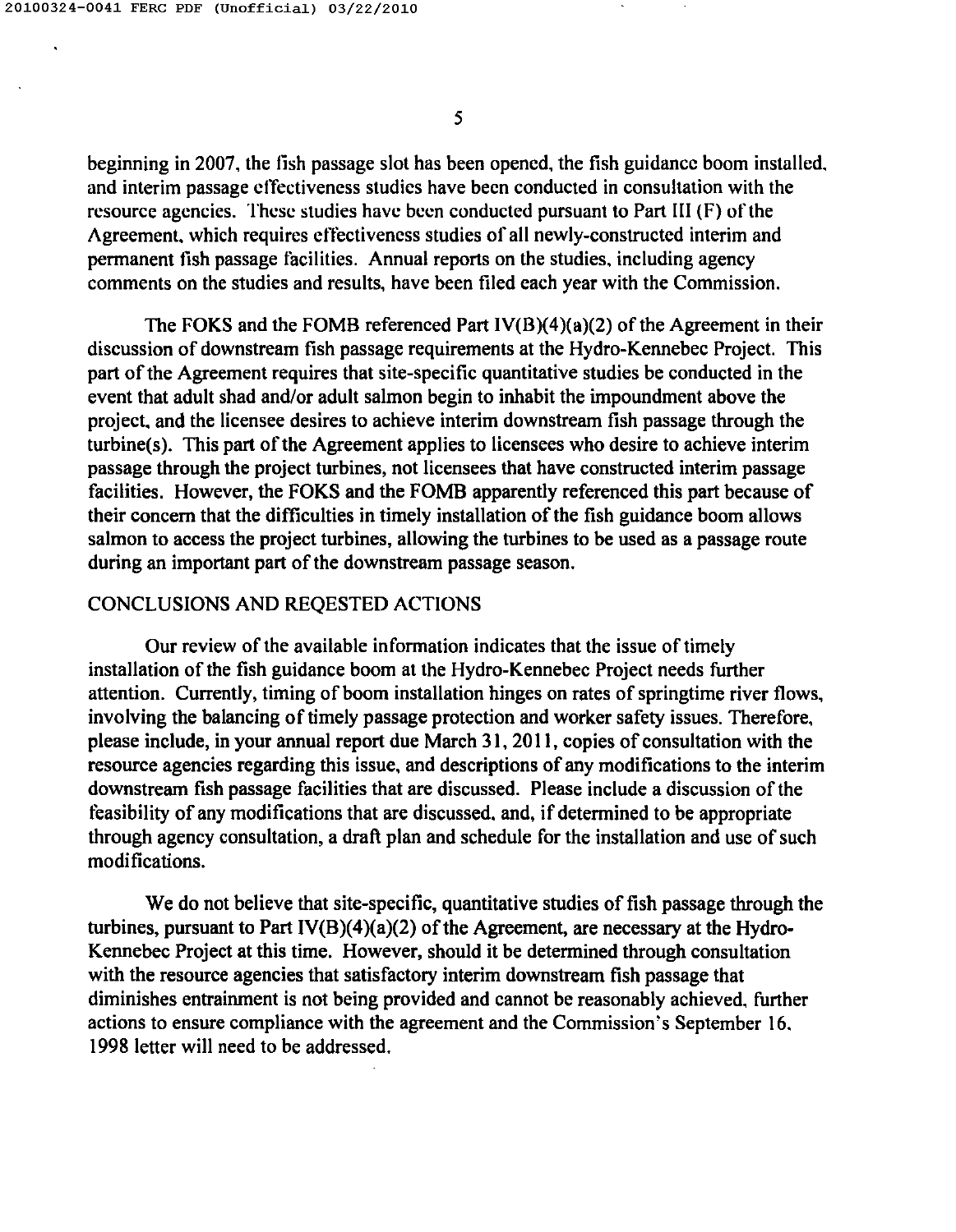beginning in 2007, the fish passage slot has been opened, the fish guidance boom installed, and interim passage effectiveness studies have been conducted in consultation with the resource agencies. These studies have been conducted pursuant to Part III (F) of the Agreement, which requires effectiveness studies of all newly-constructed interim and permanent fish passage facilities. Annual reports on the studies, including agency comments on the studies and results, have been filed each year with the Commission.

The FOKS and the FOMB referenced Part IV(B)(4)(a)(2) of the Agreement in their discussion of downstream fish passage requirements at the Hydro-Kennebec Project. This part of the Agreement requires that site-specific quantitative studies be conducted in the event that adult shad and/or adult salmon begin to inhabit the impoundment above the project, and the licensee desires to achieve interim downstream fish passage through the turbine(s). This part of the Agreement applies to licensees who desire to achieve interim passage through the project turbines, not licensees that have constructed interim passage facilities. However, the FOKS and the FOMB apparently referenced this part because of their concern that the difficulties in timely installation of the fish guidance boom allows salmon to access the project turbines, allowing the turbines to be used as a passage route during an important part of the downstream passage season.

## CONCLUSIONS AND REQESTED ACTIONS

Our review of the available information indicates that the issue of timely installation of the fish guidance boom at the Hydro-Kennebec Project needs further attention. Currently, timing of boom installation hinges on rates of springtime river flows, involving the balancing of timely passage protection and worker safety issues. Therefore, please include, in your annual report due March 31, 2011, copies of consultation with the resource agencies regarding this issue, and descriptions of any modifications to the interim downstream fish passage facilities that are discussed. Please include a discussion of the feasibility of any modifications that are discussed, and, if determined to be appropriate through agency consultation, a draft plan and schedule for the installation and use of such modifications.

We do not believe that site-specific, quantitative studies of fish passage through the turbines, pursuant to Part IV(B)(4)(a)(2) of the Agreement, are necessary at the Hydro-Kennebec Project at this time. However, should it be determined through consultation with the resource agencies that satisfactory interim downstream fish passage that diminishes entrainment is not being provided and cannot be reasonably achieved, further actions to ensure compliance with the agreement and the Commission's September 16, 1998 letter will need to be addressed.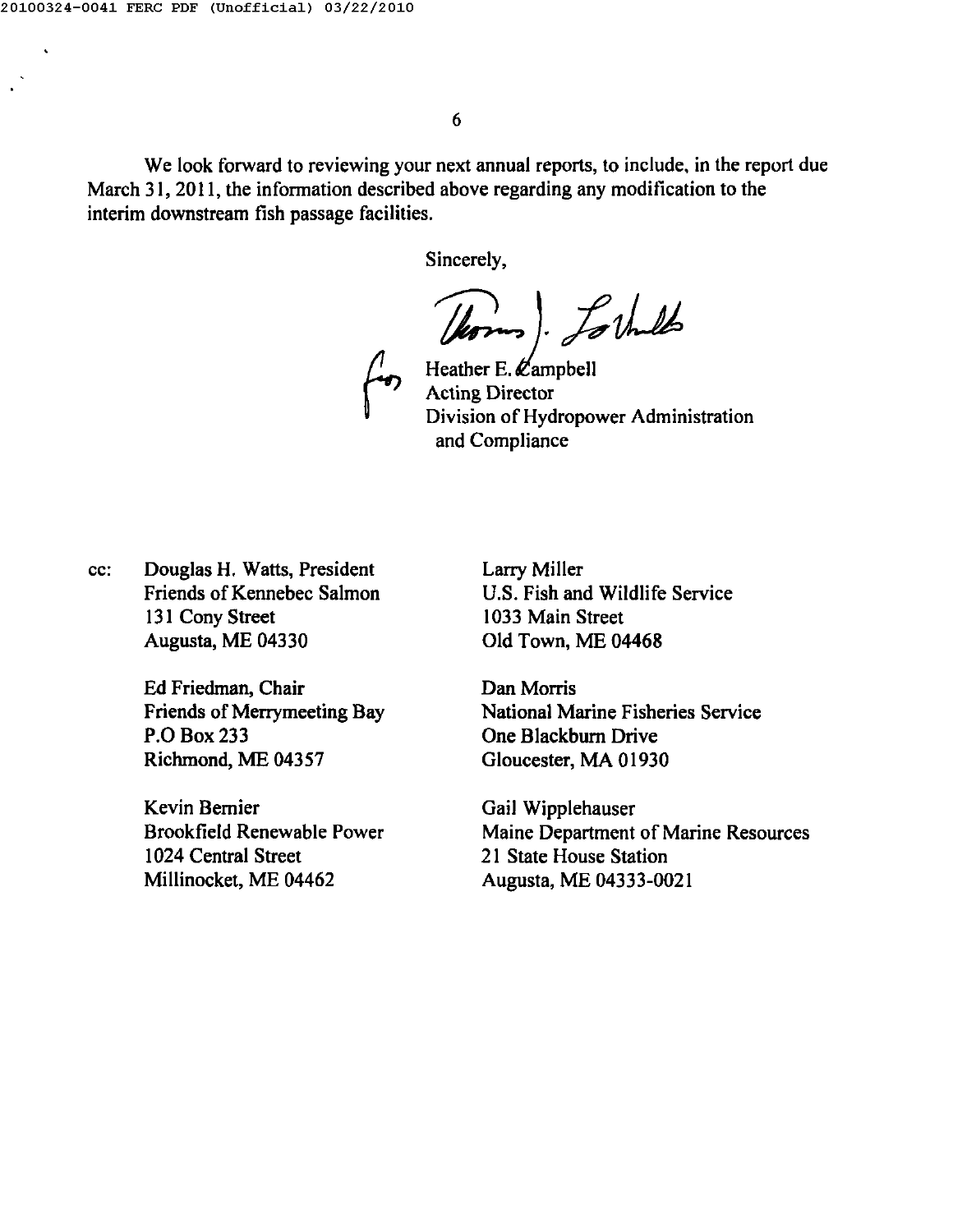We look forward to reviewing your next annual reports, to include, in the report due March 31, 2011, the information described above regarding any modification to the interim downstream fish passage facilities.

Sincerely,

for Heather E. Campbell
Acting Director
Division of Hydropower Administration and Compliance

cc: Douglas H. Watts, President
Friends of Kennebec Salmon
131 Cony Street
Augusta, ME 04330

Ed Friedman, Chair
Friends of Merrymeeting Bay
P.O Box 233
Richmond, ME 04357

Kevin Bernier
Brookfield Renewable Power
1024 Central Street
Millinocket, ME 04462

Larry Miller
U.S. Fish and Wildlife Service
1033 Main Street
Old Town, ME 04468

Dan Morris
National Marine Fisheries Service
One Blackburn Drive
Gloucester, MA 01930

Gail Wipplehauser
Maine Department of Marine Resources
21 State House Station
Augusta, ME 04333-0021